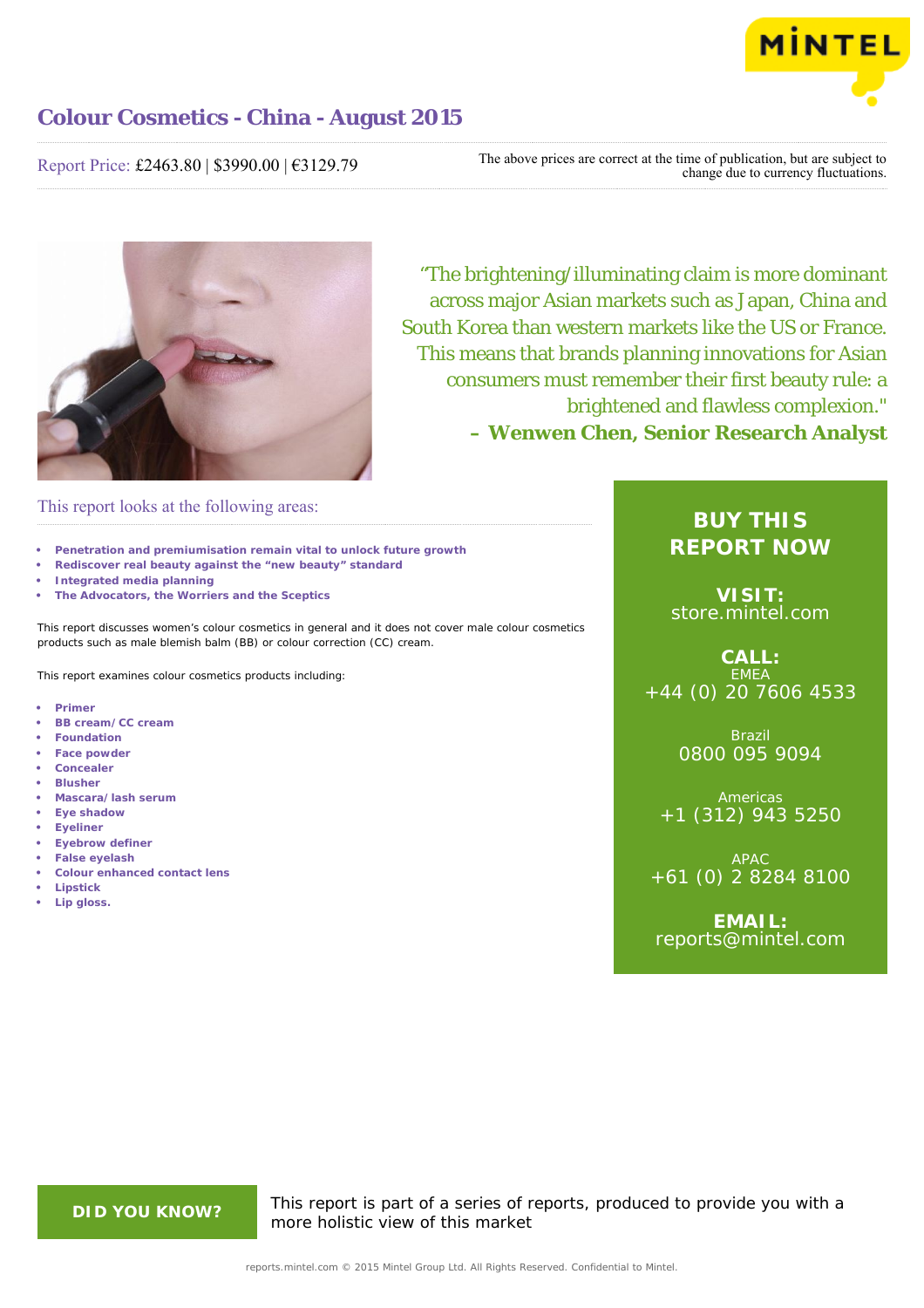# Colour Cosmetics - China - August 2015

Report Price: £2463.80 | $3990.00 | €3129.79

The above prices are correct at the time of publication, but are subject to change due to currency fluctuations.

"The brightening/illuminating claim is more dominant across major Asian markets such as Japan, China and South Korea than western markets like the US or France. This means that brands planning innovations for Asian consumers must remember their first beauty rule: a brightened and flawless complexion."
**– Wenwen Chen, Senior Research Analyst**

## This report looks at the following areas:

- **Penetration and premiumisation remain vital to unlock future growth**
- **Rediscover real beauty against the "new beauty" standard**
- **Integrated media planning**
- **The Advocators, the Worriers and the Sceptics**

This report discusses women's colour cosmetics in general and it does not cover male colour cosmetics products such as male blemish balm (BB) or colour correction (CC) cream.

This report examines colour cosmetics products including:

- **Primer**
- **BB cream/ CC cream**
- **Foundation**
- **Face powder**
- **Concealer**
- **Blusher**
- **Mascara/ lash serum**
- **Eye shadow**
- **Eyeliner**
- **Eyebrow definer**
- **False eyelash**
- **Colour enhanced contact lens**
- **Lipstick**
- **Lip gloss.**

**BUY THIS REPORT NOW**

**VISIT:**
store.mintel.com

**CALL:**
EMEA
+44 (0) 20 7606 4533

Brazil
0800 095 9094

Americas
+1 (312) 943 5250

APAC
+61 (0) 2 8284 8100

**EMAIL:**
reports@mintel.com

**DID YOU KNOW?**

This report is part of a series of reports, produced to provide you with a more holistic view of this market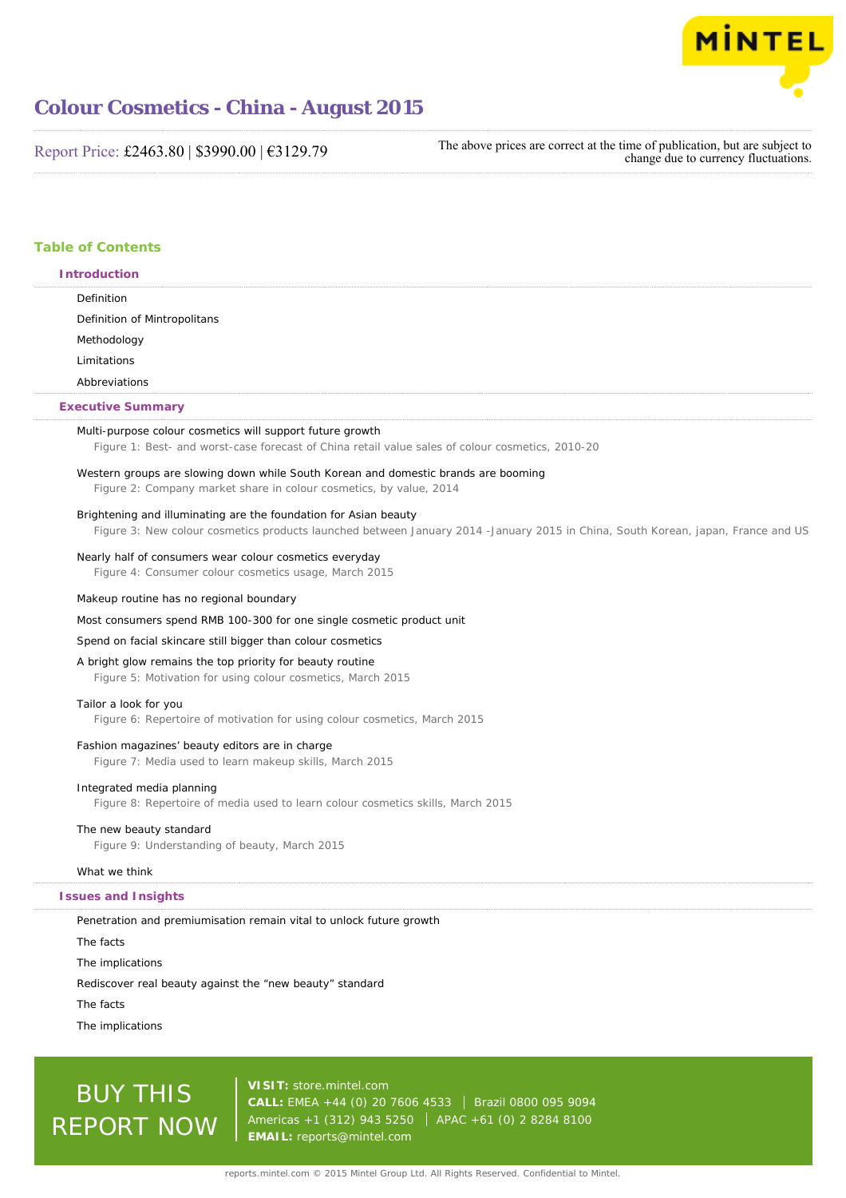# Colour Cosmetics - China - August 2015

Report Price: £2463.80 | $3990.00 | €3129.79

The above prices are correct at the time of publication, but are subject to change due to currency fluctuations.

## Table of Contents

### Introduction

Definition

Definition of Mintropolitans

Methodology

Limitations

Abbreviations

### Executive Summary

Multi-purpose colour cosmetics will support future growth

Figure 1: Best- and worst-case forecast of China retail value sales of colour cosmetics, 2010-20

Western groups are slowing down while South Korean and domestic brands are booming

Figure 2: Company market share in colour cosmetics, by value, 2014

Brightening and illuminating are the foundation for Asian beauty

Figure 3: New colour cosmetics products launched between January 2014 -January 2015 in China, South Korean, japan, France and US

Nearly half of consumers wear colour cosmetics everyday

Figure 4: Consumer colour cosmetics usage, March 2015

Makeup routine has no regional boundary

Most consumers spend RMB 100-300 for one single cosmetic product unit

Spend on facial skincare still bigger than colour cosmetics

A bright glow remains the top priority for beauty routine

Figure 5: Motivation for using colour cosmetics, March 2015

Tailor a look for you

Figure 6: Repertoire of motivation for using colour cosmetics, March 2015

Fashion magazines' beauty editors are in charge

Figure 7: Media used to learn makeup skills, March 2015

Integrated media planning

Figure 8: Repertoire of media used to learn colour cosmetics skills, March 2015

The new beauty standard

Figure 9: Understanding of beauty, March 2015

What we think

### Issues and Insights

Penetration and premiumisation remain vital to unlock future growth

The facts

The implications

Rediscover real beauty against the "new beauty" standard

The facts

The implications

BUY THIS REPORT NOW

**VISIT:** store.mintel.com

**CALL:** EMEA +44 (0) 20 7606 4533 | Brazil 0800 095 9094

Americas +1 (312) 943 5250 | APAC +61 (0) 2 8284 8100

**EMAIL:** reports@mintel.com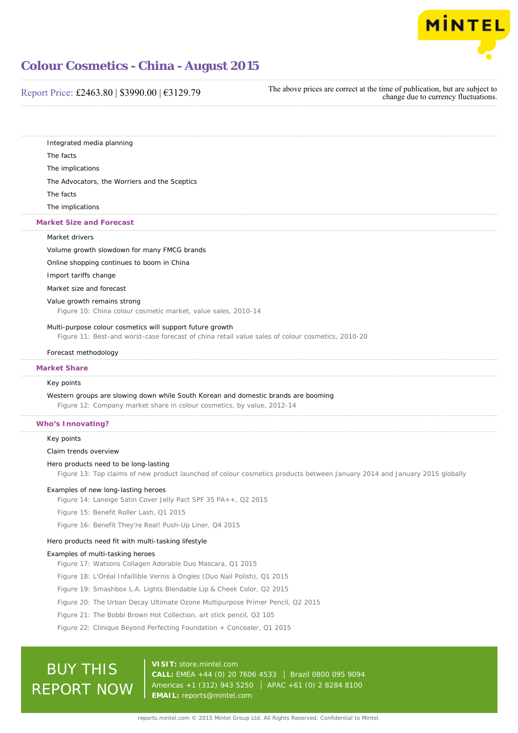# Colour Cosmetics - China - August 2015

Report Price: £2463.80 | $3990.00 | €3129.79

The above prices are correct at the time of publication, but are subject to change due to currency fluctuations.

Integrated media planning

The facts

The implications

The Advocators, the Worriers and the Sceptics

The facts

The implications

## Market Size and Forecast

Market drivers

Volume growth slowdown for many FMCG brands

Online shopping continues to boom in China

Import tariffs change

Market size and forecast

Value growth remains strong

Figure 10: China colour cosmetic market, value sales, 2010-14

Multi-purpose colour cosmetics will support future growth

Figure 11: Best-and worst-case forecast of china retail value sales of colour cosmetics, 2010-20

Forecast methodology

## Market Share

Key points

Western groups are slowing down while South Korean and domestic brands are booming

Figure 12: Company market share in colour cosmetics, by value, 2012-14

## Who's Innovating?

Key points

Claim trends overview

Hero products need to be long-lasting

Figure 13: Top claims of new product launched of colour cosmetics products between January 2014 and January 2015 globally

Examples of new long-lasting heroes

Figure 14: Laneige Satin Cover Jelly Pact SPF 35 PA++, Q2 2015

Figure 15: Benefit Roller Lash, Q1 2015

Figure 16: Benefit They're Real! Push-Up Liner, Q4 2015

Hero products need fit with multi-tasking lifestyle

Examples of multi-tasking heroes

Figure 17: Watsons Collagen Adorable Duo Mascara, Q1 2015

Figure 18: L'Oréal Infaillible Vernis à Ongles (Duo Nail Polish), Q1 2015

Figure 19: Smashbox L.A. Lights Blendable Lip & Cheek Color, Q2 2015

Figure 20: The Urban Decay Ultimate Ozone Multipurpose Primer Pencil, Q2 2015

Figure 21: The Bobbi Brown Hot Collection, art stick pencil, Q2 105

Figure 22: Clinique Beyond Perfecting Foundation + Concealer, Q1 2015

BUY THIS REPORT NOW

**VISIT:** store.mintel.com
**CALL:** EMEA +44 (0) 20 7606 4533 | Brazil 0800 095 9094
Americas +1 (312) 943 5250 | APAC +61 (0) 2 8284 8100
**EMAIL:** reports@mintel.com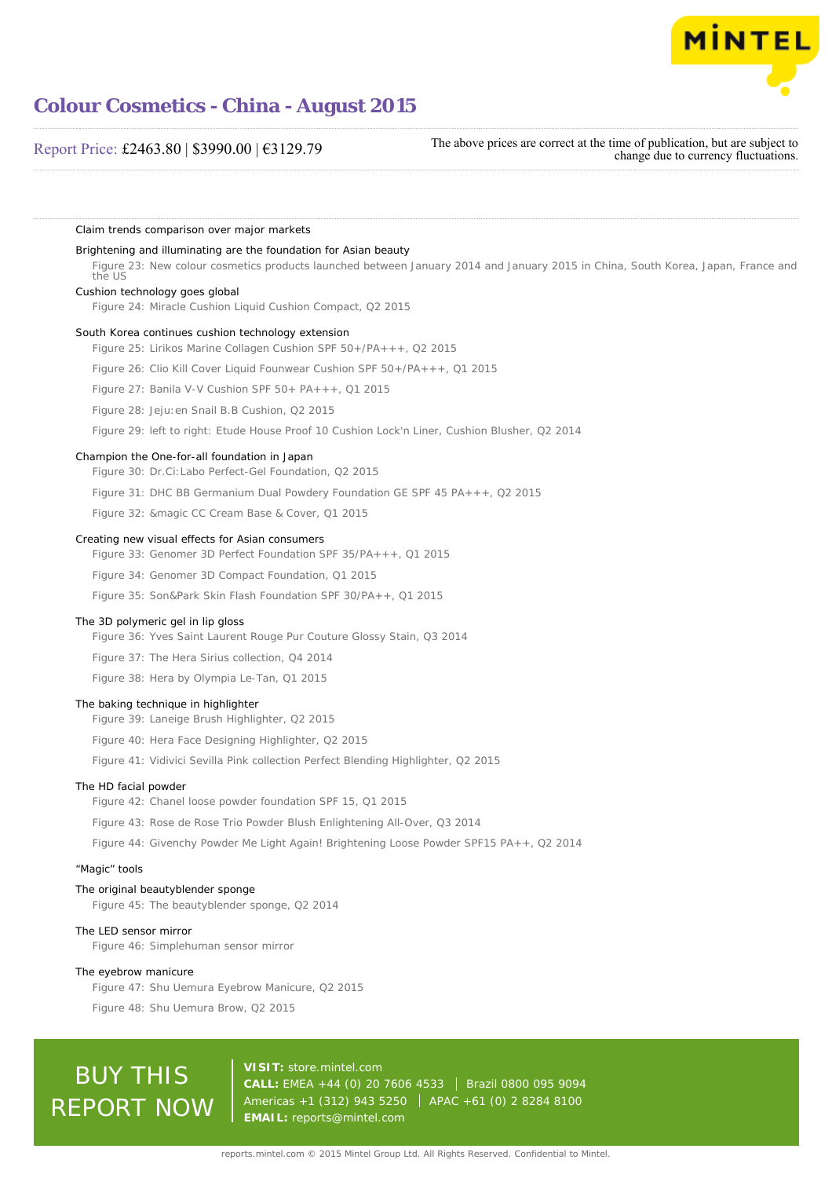Claim trends comparison over major markets

Brightening and illuminating are the foundation for Asian beauty

Figure 23: New colour cosmetics products launched between January 2014 and January 2015 in China, South Korea, Japan, France and the US

Cushion technology goes global

Figure 24: Miracle Cushion Liquid Cushion Compact, Q2 2015

South Korea continues cushion technology extension

Figure 25: Lirikos Marine Collagen Cushion SPF 50+/PA+++, Q2 2015

Figure 26: Clio Kill Cover Liquid Founwear Cushion SPF 50+/PA+++, Q1 2015

Figure 27: Banila V-V Cushion SPF 50+ PA+++, Q1 2015

Figure 28: Jeju:en Snail B.B Cushion, Q2 2015

Figure 29: left to right: Etude House Proof 10 Cushion Lock'n Liner, Cushion Blusher, Q2 2014

Champion the One-for-all foundation in Japan

Figure 30: Dr.Ci:Labo Perfect-Gel Foundation, Q2 2015

Figure 31: DHC BB Germanium Dual Powdery Foundation GE SPF 45 PA+++, Q2 2015

Figure 32: &magic CC Cream Base & Cover, Q1 2015

Creating new visual effects for Asian consumers

Figure 33: Genomer 3D Perfect Foundation SPF 35/PA+++, Q1 2015

Figure 34: Genomer 3D Compact Foundation, Q1 2015

Figure 35: Son&Park Skin Flash Foundation SPF 30/PA++, Q1 2015

The 3D polymeric gel in lip gloss

Figure 36: Yves Saint Laurent Rouge Pur Couture Glossy Stain, Q3 2014

Figure 37: The Hera Sirius collection, Q4 2014

Figure 38: Hera by Olympia Le-Tan, Q1 2015

The baking technique in highlighter

Figure 39: Laneige Brush Highlighter, Q2 2015

Figure 40: Hera Face Designing Highlighter, Q2 2015

Figure 41: Vidivici Sevilla Pink collection Perfect Blending Highlighter, Q2 2015

The HD facial powder

Figure 42: Chanel loose powder foundation SPF 15, Q1 2015

Figure 43: Rose de Rose Trio Powder Blush Enlightening All-Over, Q3 2014

Figure 44: Givenchy Powder Me Light Again! Brightening Loose Powder SPF15 PA++, Q2 2014

"Magic" tools

The original beautyblender sponge

Figure 45: The beautyblender sponge, Q2 2014

The LED sensor mirror

Figure 46: Simplehuman sensor mirror

The eyebrow manicure

Figure 47: Shu Uemura Eyebrow Manicure, Q2 2015

Figure 48: Shu Uemura Brow, Q2 2015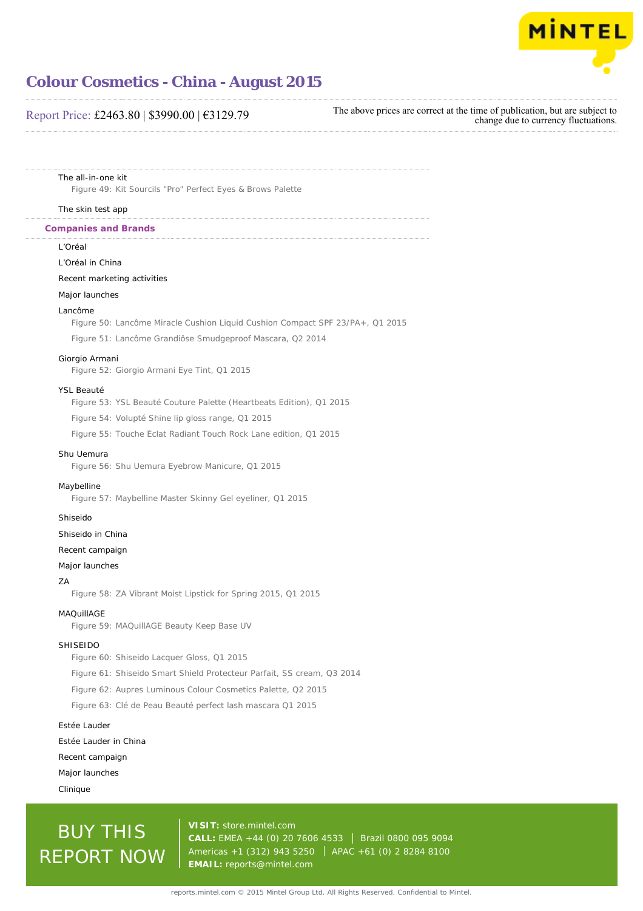# Colour Cosmetics - China - August 2015

Report Price: £2463.80 | $3990.00 | €3129.79

The above prices are correct at the time of publication, but are subject to change due to currency fluctuations.

The all-in-one kit

Figure 49: Kit Sourcils "Pro" Perfect Eyes & Brows Palette

The skin test app

## Companies and Brands

L'Oréal

L'Oréal in China

Recent marketing activities

Major launches

Lancôme

Figure 50: Lancôme Miracle Cushion Liquid Cushion Compact SPF 23/PA+, Q1 2015

Figure 51: Lancôme Grandiôse Smudgeproof Mascara, Q2 2014

Giorgio Armani

Figure 52: Giorgio Armani Eye Tint, Q1 2015

YSL Beauté

Figure 53: YSL Beauté Couture Palette (Heartbeats Edition), Q1 2015

Figure 54: Volupté Shine lip gloss range, Q1 2015

Figure 55: Touche Eclat Radiant Touch Rock Lane edition, Q1 2015

Shu Uemura

Figure 56: Shu Uemura Eyebrow Manicure, Q1 2015

Maybelline

Figure 57: Maybelline Master Skinny Gel eyeliner, Q1 2015

Shiseido

Shiseido in China

Recent campaign

Major launches

ZA

Figure 58: ZA Vibrant Moist Lipstick for Spring 2015, Q1 2015

MAQuillAGE

Figure 59: MAQuillAGE Beauty Keep Base UV

SHISEIDO

Figure 60: Shiseido Lacquer Gloss, Q1 2015

Figure 61: Shiseido Smart Shield Protecteur Parfait, SS cream, Q3 2014

Figure 62: Aupres Luminous Colour Cosmetics Palette, Q2 2015

Figure 63: Clé de Peau Beauté perfect lash mascara Q1 2015

Estée Lauder

Estée Lauder in China

Recent campaign

Major launches

Clinique

BUY THIS REPORT NOW

**VISIT:** store.mintel.com
**CALL:** EMEA +44 (0) 20 7606 4533 | Brazil 0800 095 9094
Americas +1 (312) 943 5250 | APAC +61 (0) 2 8284 8100
**EMAIL:** reports@mintel.com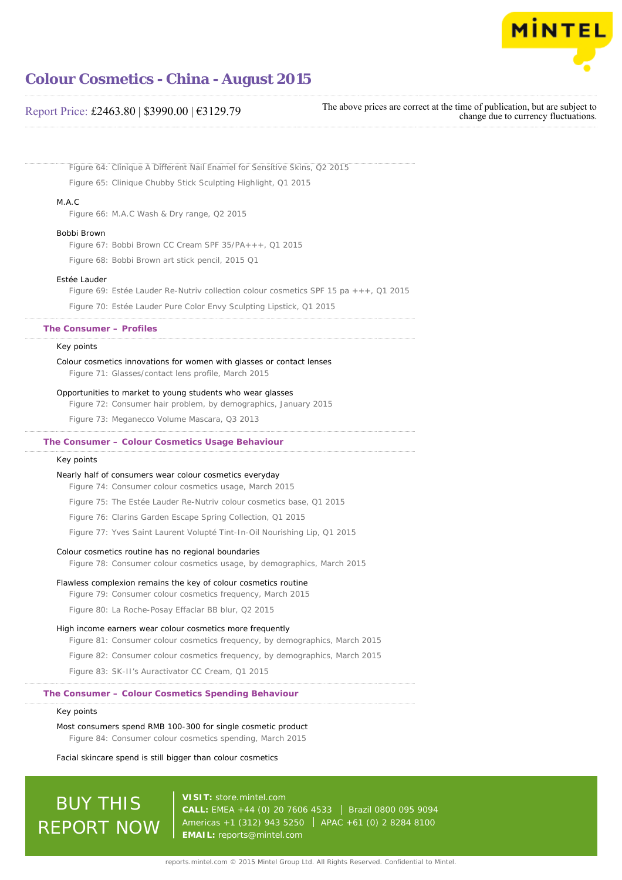Figure 64: Clinique A Different Nail Enamel for Sensitive Skins, Q2 2015

Figure 65: Clinique Chubby Stick Sculpting Highlight, Q1 2015

M.A.C

Figure 66: M.A.C Wash & Dry range, Q2 2015

Bobbi Brown

Figure 67: Bobbi Brown CC Cream SPF 35/PA+++, Q1 2015

Figure 68: Bobbi Brown art stick pencil, 2015 Q1

Estée Lauder

Figure 69: Estée Lauder Re-Nutriv collection colour cosmetics SPF 15 pa +++, Q1 2015

Figure 70: Estée Lauder Pure Color Envy Sculpting Lipstick, Q1 2015

## The Consumer – Profiles

Key points

Colour cosmetics innovations for women with glasses or contact lenses

Figure 71: Glasses/contact lens profile, March 2015

Opportunities to market to young students who wear glasses

Figure 72: Consumer hair problem, by demographics, January 2015

Figure 73: Meganecco Volume Mascara, Q3 2013

## The Consumer – Colour Cosmetics Usage Behaviour

Key points

Nearly half of consumers wear colour cosmetics everyday

Figure 74: Consumer colour cosmetics usage, March 2015

Figure 75: The Estée Lauder Re-Nutriv colour cosmetics base, Q1 2015

Figure 76: Clarins Garden Escape Spring Collection, Q1 2015

Figure 77: Yves Saint Laurent Volupté Tint-In-Oil Nourishing Lip, Q1 2015

Colour cosmetics routine has no regional boundaries

Figure 78: Consumer colour cosmetics usage, by demographics, March 2015

Flawless complexion remains the key of colour cosmetics routine

Figure 79: Consumer colour cosmetics frequency, March 2015

Figure 80: La Roche-Posay Effaclar BB blur, Q2 2015

High income earners wear colour cosmetics more frequently

Figure 81: Consumer colour cosmetics frequency, by demographics, March 2015

Figure 82: Consumer colour cosmetics frequency, by demographics, March 2015

Figure 83: SK-II's Auractivator CC Cream, Q1 2015

## The Consumer – Colour Cosmetics Spending Behaviour

Key points

Most consumers spend RMB 100-300 for single cosmetic product

Figure 84: Consumer colour cosmetics spending, March 2015

Facial skincare spend is still bigger than colour cosmetics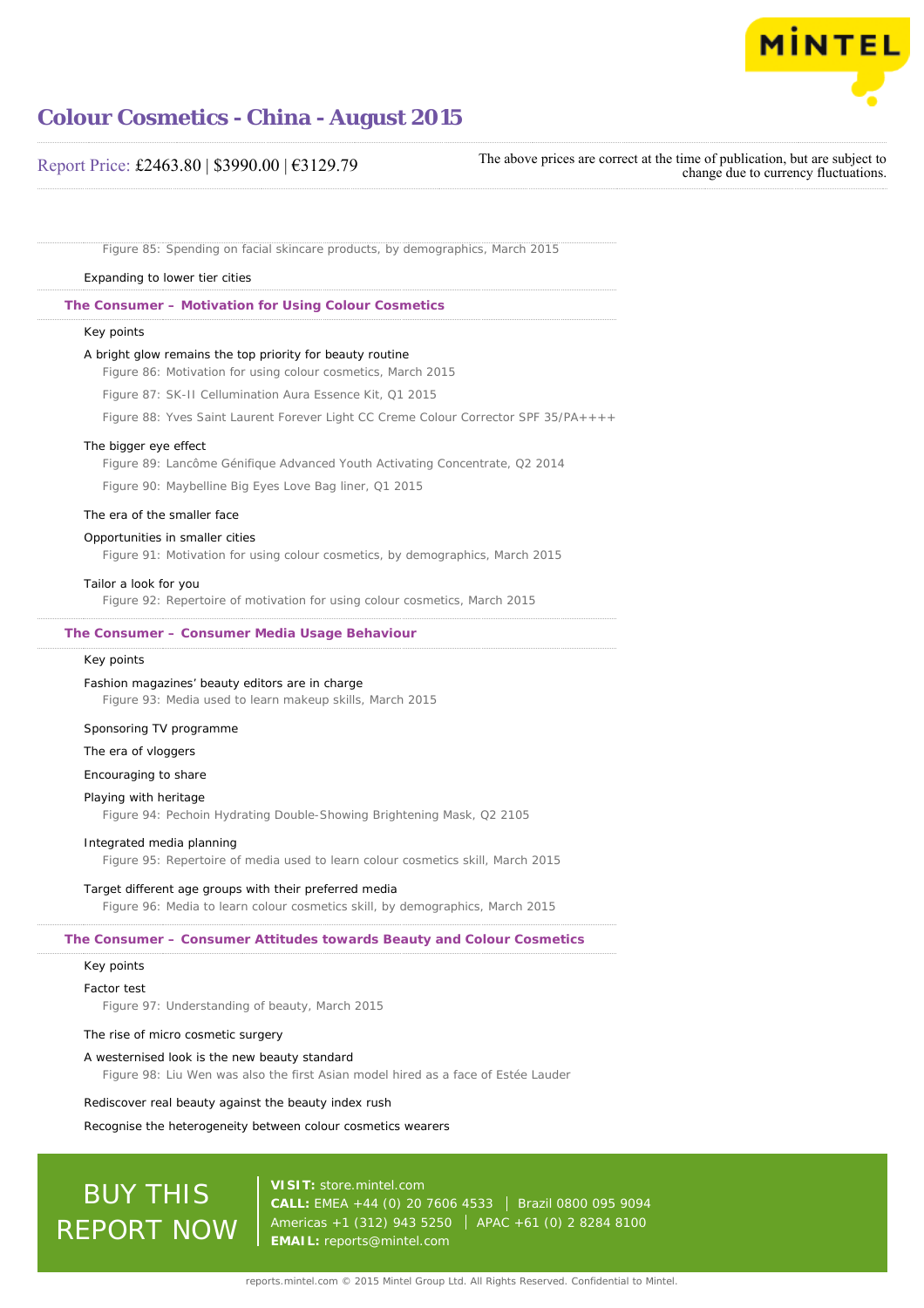# Colour Cosmetics - China - August 2015

Report Price: £2463.80 | $3990.00 | €3129.79

The above prices are correct at the time of publication, but are subject to change due to currency fluctuations.

Figure 85: Spending on facial skincare products, by demographics, March 2015

Expanding to lower tier cities

## The Consumer – Motivation for Using Colour Cosmetics

Key points

A bright glow remains the top priority for beauty routine

Figure 86: Motivation for using colour cosmetics, March 2015

Figure 87: SK-II Cellumination Aura Essence Kit, Q1 2015

Figure 88: Yves Saint Laurent Forever Light CC Creme Colour Corrector SPF 35/PA++++

The bigger eye effect

Figure 89: Lancôme Génifique Advanced Youth Activating Concentrate, Q2 2014

Figure 90: Maybelline Big Eyes Love Bag liner, Q1 2015

The era of the smaller face

Opportunities in smaller cities

Figure 91: Motivation for using colour cosmetics, by demographics, March 2015

Tailor a look for you

Figure 92: Repertoire of motivation for using colour cosmetics, March 2015

## The Consumer – Consumer Media Usage Behaviour

Key points

Fashion magazines' beauty editors are in charge

Figure 93: Media used to learn makeup skills, March 2015

Sponsoring TV programme

The era of vloggers

Encouraging to share

Playing with heritage

Figure 94: Pechoin Hydrating Double-Showing Brightening Mask, Q2 2105

Integrated media planning

Figure 95: Repertoire of media used to learn colour cosmetics skill, March 2015

Target different age groups with their preferred media

Figure 96: Media to learn colour cosmetics skill, by demographics, March 2015

## The Consumer – Consumer Attitudes towards Beauty and Colour Cosmetics

Key points

Factor test

Figure 97: Understanding of beauty, March 2015

The rise of micro cosmetic surgery

A westernised look is the new beauty standard

Figure 98: Liu Wen was also the first Asian model hired as a face of Estée Lauder

Rediscover real beauty against the beauty index rush

Recognise the heterogeneity between colour cosmetics wearers

BUY THIS REPORT NOW

**VISIT:** store.mintel.com
**CALL:** EMEA +44 (0) 20 7606 4533 | Brazil 0800 095 9094
Americas +1 (312) 943 5250 | APAC +61 (0) 2 8284 8100
**EMAIL:** reports@mintel.com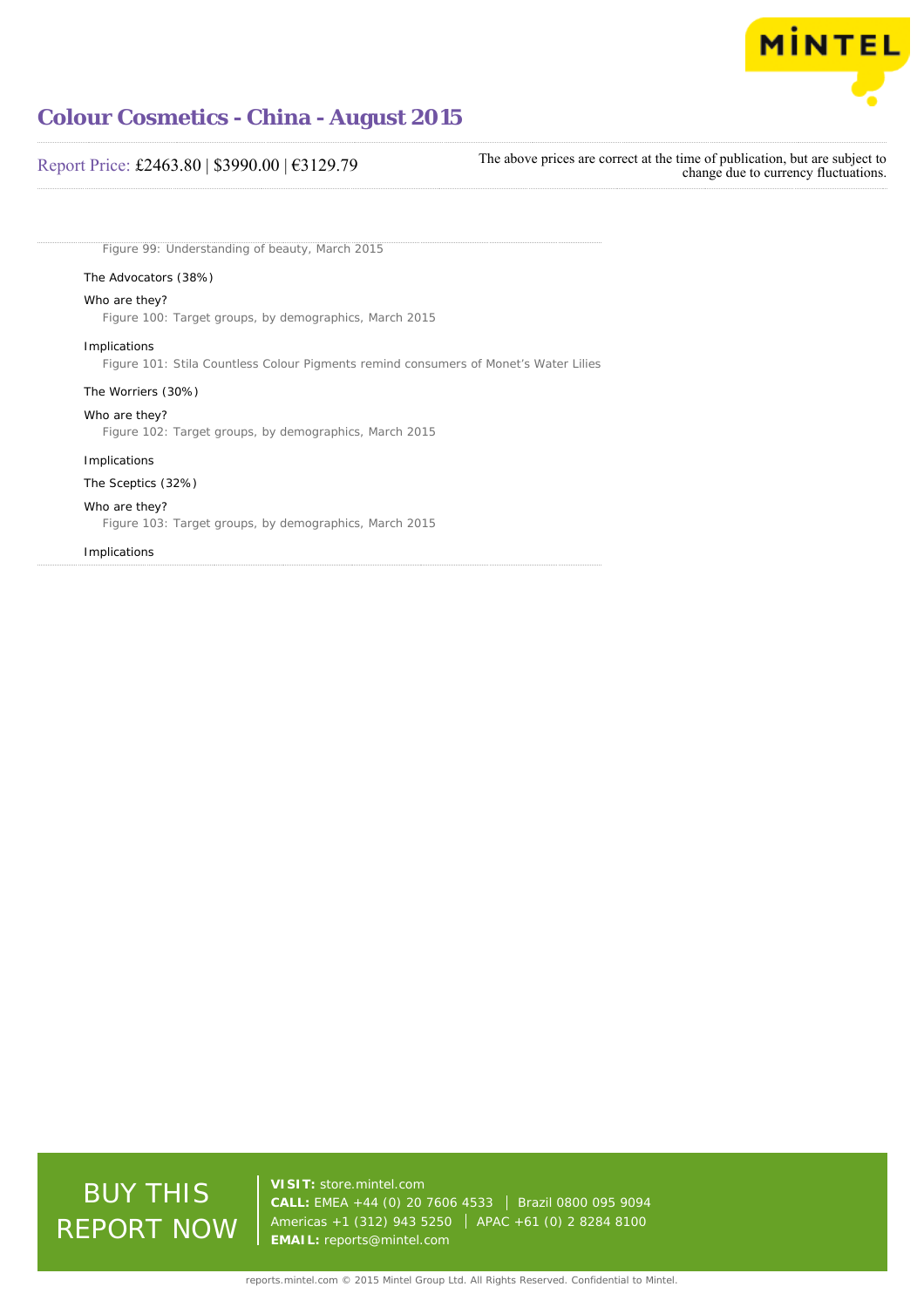Figure 99: Understanding of beauty, March 2015

The Advocators (38%)

Who are they?

Figure 100: Target groups, by demographics, March 2015

Implications

Figure 101: Stila Countless Colour Pigments remind consumers of Monet's Water Lilies

The Worriers (30%)

Who are they?

Figure 102: Target groups, by demographics, March 2015

Implications

The Sceptics (32%)

Who are they?

Figure 103: Target groups, by demographics, March 2015

Implications